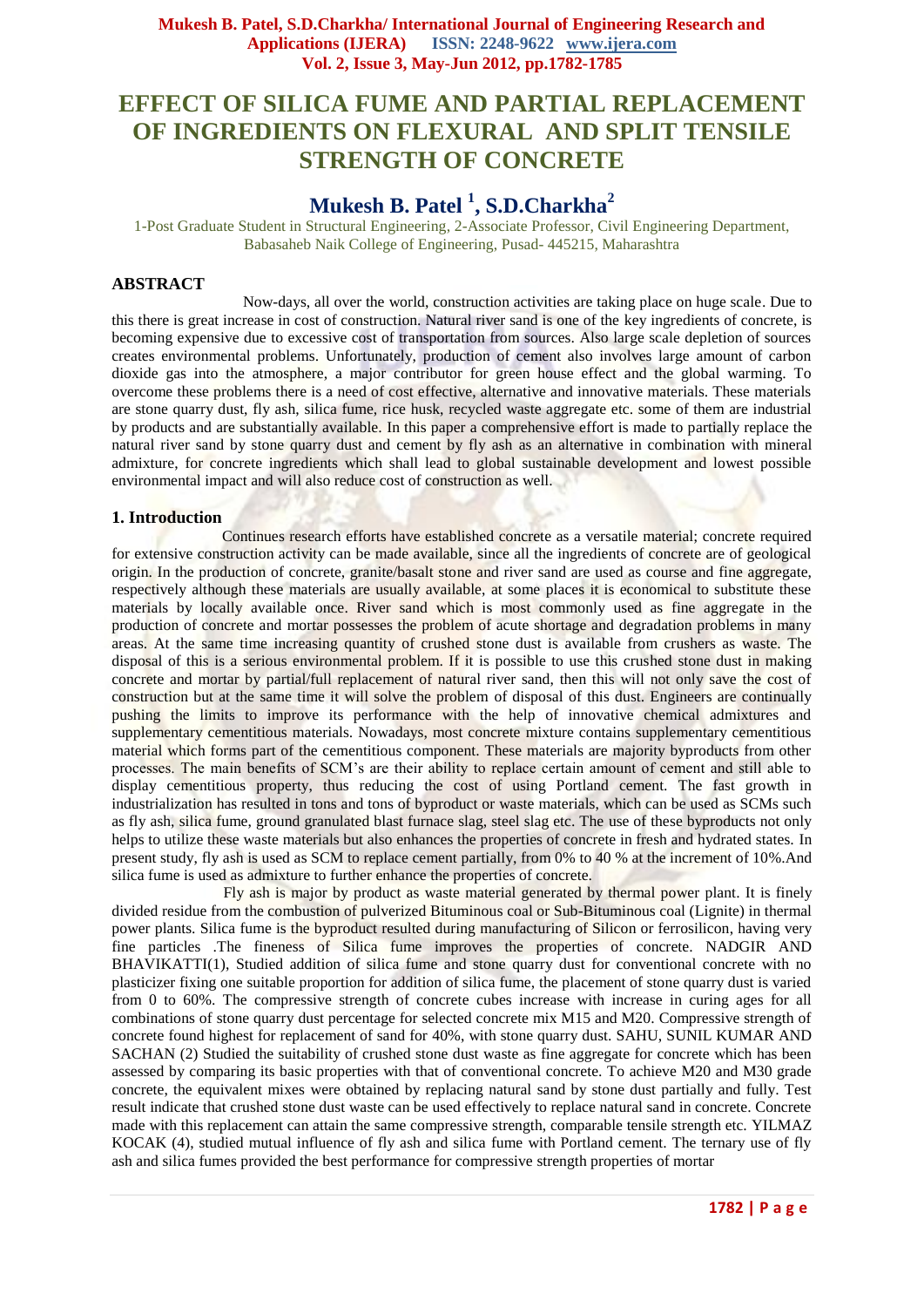# EFFECT OF SILICA FUME AND PARTIAL REPLACEMENT OF INGREDIENTS ON FLEXURAL AND SPLIT TENSILE STRENGTH OF CONCRETE

## Mukesh B. Patel [1], S.D.Charkha[2]

1-Post Graduate Student in Structural Engineering, 2-Associate Professor, Civil Engineering Department, Babasaheb Naik College of Engineering, Pusad- 445215, Maharashtra

### ABSTRACT

Now-days, all over the world, construction activities are taking place on huge scale. Due to this there is great increase in cost of construction. Natural river sand is one of the key ingredients of concrete, is becoming expensive due to excessive cost of transportation from sources. Also large scale depletion of sources creates environmental problems. Unfortunately, production of cement also involves large amount of carbon dioxide gas into the atmosphere, a major contributor for green house effect and the global warming. To overcome these problems there is a need of cost effective, alternative and innovative materials. These materials are stone quarry dust, fly ash, silica fume, rice husk, recycled waste aggregate etc. some of them are industrial by products and are substantially available. In this paper a comprehensive effort is made to partially replace the natural river sand by stone quarry dust and cement by fly ash as an alternative in combination with mineral admixture, for concrete ingredients which shall lead to global sustainable development and lowest possible environmental impact and will also reduce cost of construction as well.

### 1. Introduction

Continues research efforts have established concrete as a versatile material; concrete required for extensive construction activity can be made available, since all the ingredients of concrete are of geological origin. In the production of concrete, granite/basalt stone and river sand are used as course and fine aggregate, respectively although these materials are usually available, at some places it is economical to substitute these materials by locally available once. River sand which is most commonly used as fine aggregate in the production of concrete and mortar possesses the problem of acute shortage and degradation problems in many areas. At the same time increasing quantity of crushed stone dust is available from crushers as waste. The disposal of this is a serious environmental problem. If it is possible to use this crushed stone dust in making concrete and mortar by partial/full replacement of natural river sand, then this will not only save the cost of construction but at the same time it will solve the problem of disposal of this dust. Engineers are continually pushing the limits to improve its performance with the help of innovative chemical admixtures and supplementary cementitious materials. Nowadays, most concrete mixture contains supplementary cementitious material which forms part of the cementitious component. These materials are majority byproducts from other processes. The main benefits of SCM's are their ability to replace certain amount of cement and still able to display cementitious property, thus reducing the cost of using Portland cement. The fast growth in industrialization has resulted in tons and tons of byproduct or waste materials, which can be used as SCMs such as fly ash, silica fume, ground granulated blast furnace slag, steel slag etc. The use of these byproducts not only helps to utilize these waste materials but also enhances the properties of concrete in fresh and hydrated states. In present study, fly ash is used as SCM to replace cement partially, from 0% to 40 % at the increment of 10%.And silica fume is used as admixture to further enhance the properties of concrete.

Fly ash is major by product as waste material generated by thermal power plant. It is finely divided residue from the combustion of pulverized Bituminous coal or Sub-Bituminous coal (Lignite) in thermal power plants. Silica fume is the byproduct resulted during manufacturing of Silicon or ferrosilicon, having very fine particles .The fineness of Silica fume improves the properties of concrete. NADGIR AND BHAVIKATTI(1), Studied addition of silica fume and stone quarry dust for conventional concrete with no plasticizer fixing one suitable proportion for addition of silica fume, the placement of stone quarry dust is varied from 0 to 60%. The compressive strength of concrete cubes increase with increase in curing ages for all combinations of stone quarry dust percentage for selected concrete mix M15 and M20. Compressive strength of concrete found highest for replacement of sand for 40%, with stone quarry dust. SAHU, SUNIL KUMAR AND SACHAN (2) Studied the suitability of crushed stone dust waste as fine aggregate for concrete which has been assessed by comparing its basic properties with that of conventional concrete. To achieve M20 and M30 grade concrete, the equivalent mixes were obtained by replacing natural sand by stone dust partially and fully. Test result indicate that crushed stone dust waste can be used effectively to replace natural sand in concrete. Concrete made with this replacement can attain the same compressive strength, comparable tensile strength etc. YILMAZ KOCAK (4), studied mutual influence of fly ash and silica fume with Portland cement. The ternary use of fly ash and silica fumes provided the best performance for compressive strength properties of mortar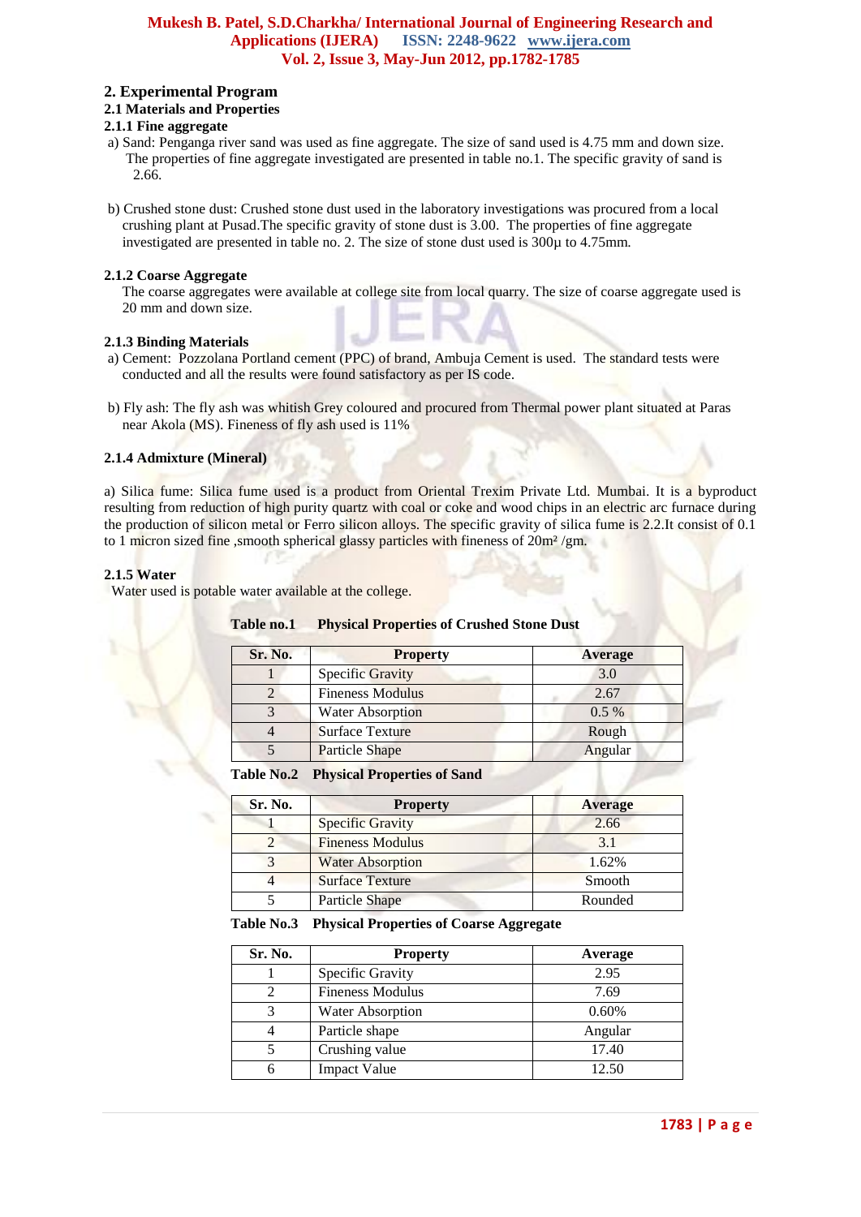## 2. Experimental Program

### 2.1 Materials and Properties

#### 2.1.1 Fine aggregate

a) Sand: Penganga river sand was used as fine aggregate. The size of sand used is 4.75 mm and down size. The properties of fine aggregate investigated are presented in table no.1. The specific gravity of sand is 2.66.

b) Crushed stone dust: Crushed stone dust used in the laboratory investigations was procured from a local crushing plant at Pusad.The specific gravity of stone dust is 3.00. The properties of fine aggregate investigated are presented in table no. 2. The size of stone dust used is 300μ to 4.75mm.

#### 2.1.2 Coarse Aggregate

The coarse aggregates were available at college site from local quarry. The size of coarse aggregate used is 20 mm and down size.

#### 2.1.3 Binding Materials

a) Cement: Pozzolana Portland cement (PPC) of brand, Ambuja Cement is used. The standard tests were conducted and all the results were found satisfactory as per IS code.

b) Fly ash: The fly ash was whitish Grey coloured and procured from Thermal power plant situated at Paras near Akola (MS). Fineness of fly ash used is 11%

#### 2.1.4 Admixture (Mineral)

a) Silica fume: Silica fume used is a product from Oriental Trexim Private Ltd. Mumbai. It is a byproduct resulting from reduction of high purity quartz with coal or coke and wood chips in an electric arc furnace during the production of silicon metal or Ferro silicon alloys. The specific gravity of silica fume is 2.2.It consist of 0.1 to 1 micron sized fine ,smooth spherical glassy particles with fineness of 20m² /gm.

#### 2.1.5 Water

Water used is potable water available at the college.

**Table no.1 Physical Properties of Crushed Stone Dust**

| Sr. No. | Property | Average |
|---|---|---|
| 1 | Specific Gravity | 3.0 |
| 2 | Fineness Modulus | 2.67 |
| 3 | Water Absorption | 0.5 % |
| 4 | Surface Texture | Rough |
| 5 | Particle Shape | Angular |

**Table No.2 Physical Properties of Sand**

| Sr. No. | Property | Average |
|---|---|---|
| 1 | Specific Gravity | 2.66 |
| 2 | Fineness Modulus | 3.1 |
| 3 | Water Absorption | 1.62% |
| 4 | Surface Texture | Smooth |
| 5 | Particle Shape | Rounded |

**Table No.3 Physical Properties of Coarse Aggregate**

| Sr. No. | Property | Average |
|---|---|---|
| 1 | Specific Gravity | 2.95 |
| 2 | Fineness Modulus | 7.69 |
| 3 | Water Absorption | 0.60% |
| 4 | Particle shape | Angular |
| 5 | Crushing value | 17.40 |
| 6 | Impact Value | 12.50 |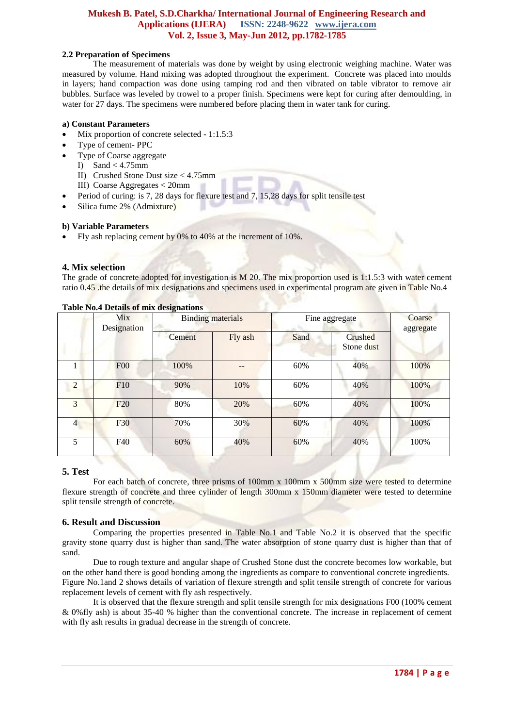### 2.2 Preparation of Specimens

The measurement of materials was done by weight by using electronic weighing machine. Water was measured by volume. Hand mixing was adopted throughout the experiment. Concrete was placed into moulds in layers; hand compaction was done using tamping rod and then vibrated on table vibrator to remove air bubbles. Surface was leveled by trowel to a proper finish. Specimens were kept for curing after demoulding, in water for 27 days. The specimens were numbered before placing them in water tank for curing.

**a) Constant Parameters**

- Mix proportion of concrete selected - 1:1.5:3
- Type of cement- PPC
- Type of Coarse aggregate
  - I) Sand < 4.75mm
  - II) Crushed Stone Dust size < 4.75mm
  - III) Coarse Aggregates < 20mm
- Period of curing: is 7, 28 days for flexure test and 7, 15,28 days for split tensile test
- Silica fume 2% (Admixture)

**b) Variable Parameters**

- Fly ash replacing cement by 0% to 40% at the increment of 10%.

## 4. Mix selection

The grade of concrete adopted for investigation is M 20. The mix proportion used is 1:1.5:3 with water cement ratio 0.45 .the details of mix designations and specimens used in experimental program are given in Table No.4

**Table No.4 Details of mix designations**

| | Mix Designation | Binding materials | | Fine aggregate | | Coarse aggregate |
|---|---|---|---|---|---|---|
| | | Cement | Fly ash | Sand | Crushed Stone dust | |
| 1 | F00 | 100% | -- | 60% | 40% | 100% |
| 2 | F10 | 90% | 10% | 60% | 40% | 100% |
| 3 | F20 | 80% | 20% | 60% | 40% | 100% |
| 4 | F30 | 70% | 30% | 60% | 40% | 100% |
| 5 | F40 | 60% | 40% | 60% | 40% | 100% |

## 5. Test

For each batch of concrete, three prisms of 100mm x 100mm x 500mm size were tested to determine flexure strength of concrete and three cylinder of length 300mm x 150mm diameter were tested to determine split tensile strength of concrete.

## 6. Result and Discussion

Comparing the properties presented in Table No.1 and Table No.2 it is observed that the specific gravity stone quarry dust is higher than sand. The water absorption of stone quarry dust is higher than that of sand.

Due to rough texture and angular shape of Crushed Stone dust the concrete becomes low workable, but on the other hand there is good bonding among the ingredients as compare to conventional concrete ingredients. Figure No.1and 2 shows details of variation of flexure strength and split tensile strength of concrete for various replacement levels of cement with fly ash respectively.

It is observed that the flexure strength and split tensile strength for mix designations F00 (100% cement & 0%fly ash) is about 35-40 % higher than the conventional concrete. The increase in replacement of cement with fly ash results in gradual decrease in the strength of concrete.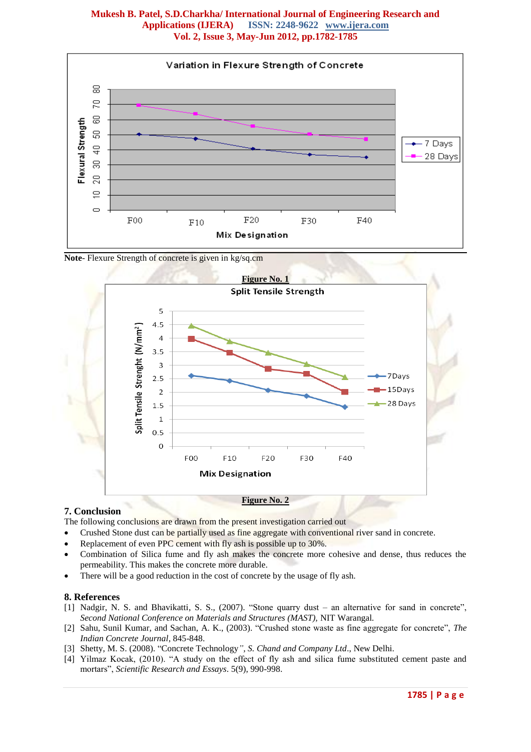Variation in Flexure Strength of Concrete

Flexural Strength

0 10 20 30 40 50 60 70 80

F00 F10 F20 F30 F40

Mix Designation

7 Days
28 Days

**Note**- Flexure Strength of concrete is given in kg/sq.cm

**Figure No. 1**

Split Tensile Strength

Split Tensile Strenght (N/mm$^2$)

0 0.5 1 1.5 2 2.5 3 3.5 4 4.5 5

F00 F10 F20 F30 F40

Mix Designation

7Days
15Days
28 Days

**Figure No. 2**

## 7. Conclusion

The following conclusions are drawn from the present investigation carried out

- Crushed Stone dust can be partially used as fine aggregate with conventional river sand in concrete.
- Replacement of even PPC cement with fly ash is possible up to 30%.
- Combination of Silica fume and fly ash makes the concrete more cohesive and dense, thus reduces the permeability. This makes the concrete more durable.
- There will be a good reduction in the cost of concrete by the usage of fly ash.

## 8. References

[1] Nadgir, N. S. and Bhavikatti, S. S., (2007). "Stone quarry dust – an alternative for sand in concrete", *Second National Conference on Materials and Structures (MAST),* NIT Warangal.

[2] Sahu, Sunil Kumar, and Sachan, A. K., (2003). "Crushed stone waste as fine aggregate for concrete", *The Indian Concrete Journal*, 845-848.

[3] Shetty, M. S. (2008). "Concrete Technology*", S. Chand and Company Ltd*., New Delhi.

[4] Yilmaz Kocak, (2010). "A study on the effect of fly ash and silica fume substituted cement paste and mortars", *Scientific Research and Essays*. 5(9), 990-998.